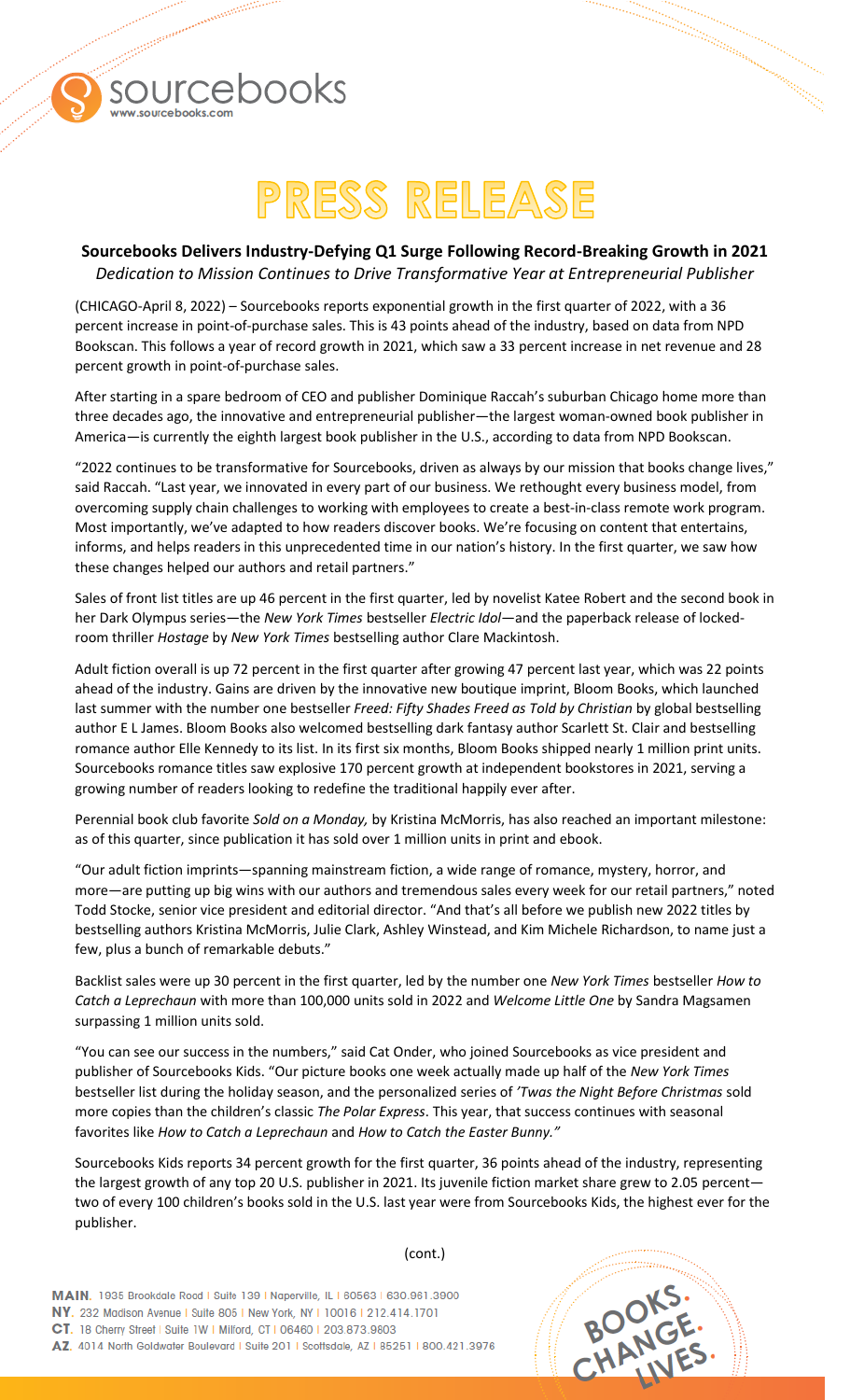# PRESS RELEASE

**Sourcebooks Delivers Industry-Defying Q1 Surge Following Record-Breaking Growth in 2021**
*Dedication to Mission Continues to Drive Transformative Year at Entrepreneurial Publisher*

(CHICAGO-April 8, 2022) – Sourcebooks reports exponential growth in the first quarter of 2022, with a 36 percent increase in point-of-purchase sales. This is 43 points ahead of the industry, based on data from NPD Bookscan. This follows a year of record growth in 2021, which saw a 33 percent increase in net revenue and 28 percent growth in point-of-purchase sales.

After starting in a spare bedroom of CEO and publisher Dominique Raccah's suburban Chicago home more than three decades ago, the innovative and entrepreneurial publisher—the largest woman-owned book publisher in America—is currently the eighth largest book publisher in the U.S., according to data from NPD Bookscan.

"2022 continues to be transformative for Sourcebooks, driven as always by our mission that books change lives," said Raccah. "Last year, we innovated in every part of our business. We rethought every business model, from overcoming supply chain challenges to working with employees to create a best-in-class remote work program. Most importantly, we've adapted to how readers discover books. We're focusing on content that entertains, informs, and helps readers in this unprecedented time in our nation's history. In the first quarter, we saw how these changes helped our authors and retail partners."

Sales of front list titles are up 46 percent in the first quarter, led by novelist Katee Robert and the second book in her Dark Olympus series—the *New York Times* bestseller *Electric Idol*—and the paperback release of locked-room thriller *Hostage* by *New York Times* bestselling author Clare Mackintosh.

Adult fiction overall is up 72 percent in the first quarter after growing 47 percent last year, which was 22 points ahead of the industry. Gains are driven by the innovative new boutique imprint, Bloom Books, which launched last summer with the number one bestseller *Freed: Fifty Shades Freed as Told by Christian* by global bestselling author E L James. Bloom Books also welcomed bestselling dark fantasy author Scarlett St. Clair and bestselling romance author Elle Kennedy to its list. In its first six months, Bloom Books shipped nearly 1 million print units. Sourcebooks romance titles saw explosive 170 percent growth at independent bookstores in 2021, serving a growing number of readers looking to redefine the traditional happily ever after.

Perennial book club favorite *Sold on a Monday,* by Kristina McMorris, has also reached an important milestone: as of this quarter, since publication it has sold over 1 million units in print and ebook.

"Our adult fiction imprints—spanning mainstream fiction, a wide range of romance, mystery, horror, and more—are putting up big wins with our authors and tremendous sales every week for our retail partners," noted Todd Stocke, senior vice president and editorial director. "And that's all before we publish new 2022 titles by bestselling authors Kristina McMorris, Julie Clark, Ashley Winstead, and Kim Michele Richardson, to name just a few, plus a bunch of remarkable debuts."

Backlist sales were up 30 percent in the first quarter, led by the number one *New York Times* bestseller *How to Catch a Leprechaun* with more than 100,000 units sold in 2022 and *Welcome Little One* by Sandra Magsamen surpassing 1 million units sold.

"You can see our success in the numbers," said Cat Onder, who joined Sourcebooks as vice president and publisher of Sourcebooks Kids. "Our picture books one week actually made up half of the *New York Times* bestseller list during the holiday season, and the personalized series of *'Twas the Night Before Christmas* sold more copies than the children's classic *The Polar Express*. This year, that success continues with seasonal favorites like *How to Catch a Leprechaun* and *How to Catch the Easter Bunny."*

Sourcebooks Kids reports 34 percent growth for the first quarter, 36 points ahead of the industry, representing the largest growth of any top 20 U.S. publisher in 2021. Its juvenile fiction market share grew to 2.05 percent—two of every 100 children's books sold in the U.S. last year were from Sourcebooks Kids, the highest ever for the publisher.

(cont.)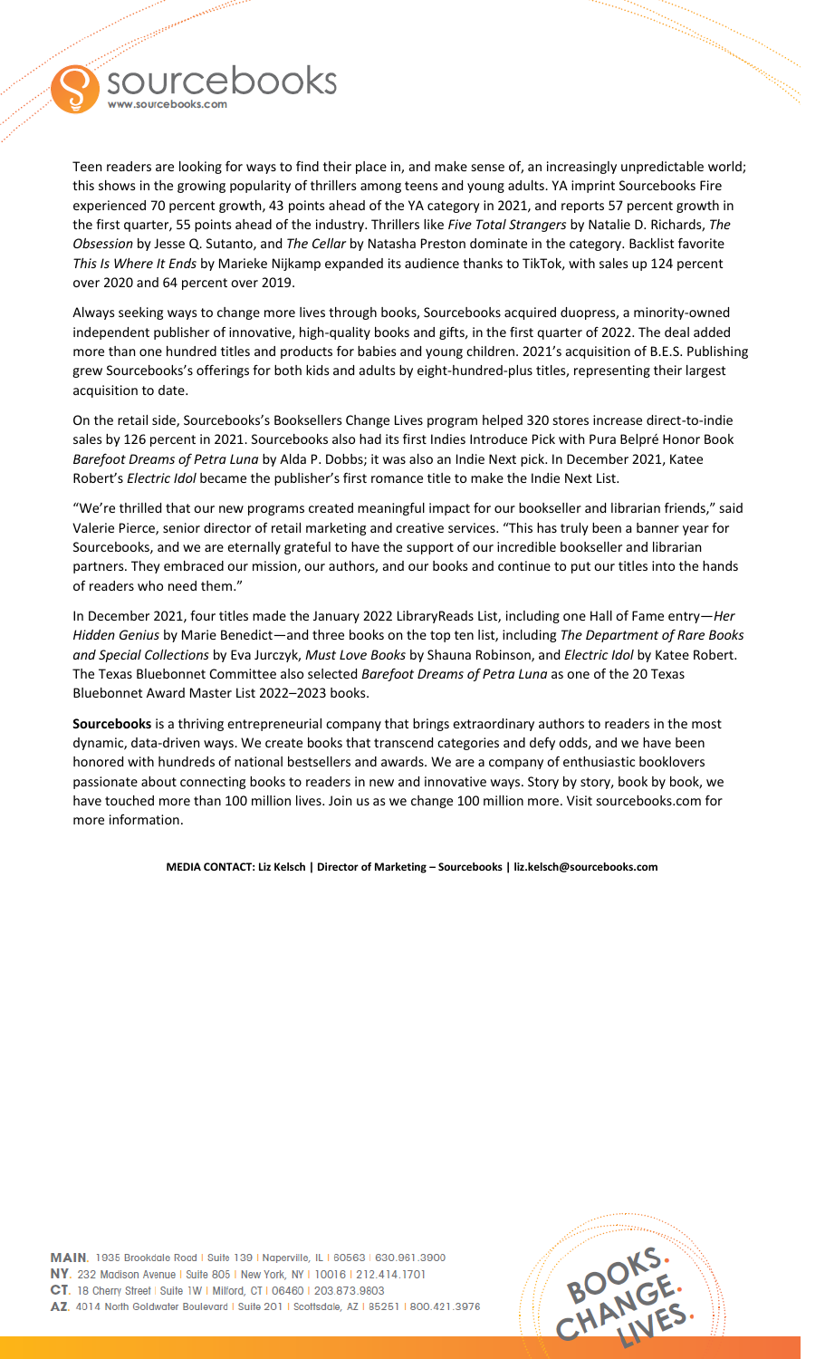Teen readers are looking for ways to find their place in, and make sense of, an increasingly unpredictable world; this shows in the growing popularity of thrillers among teens and young adults. YA imprint Sourcebooks Fire experienced 70 percent growth, 43 points ahead of the YA category in 2021, and reports 57 percent growth in the first quarter, 55 points ahead of the industry. Thrillers like *Five Total Strangers* by Natalie D. Richards, *The Obsession* by Jesse Q. Sutanto, and *The Cellar* by Natasha Preston dominate in the category. Backlist favorite *This Is Where It Ends* by Marieke Nijkamp expanded its audience thanks to TikTok, with sales up 124 percent over 2020 and 64 percent over 2019.

Always seeking ways to change more lives through books, Sourcebooks acquired duopress, a minority-owned independent publisher of innovative, high-quality books and gifts, in the first quarter of 2022. The deal added more than one hundred titles and products for babies and young children. 2021's acquisition of B.E.S. Publishing grew Sourcebooks's offerings for both kids and adults by eight-hundred-plus titles, representing their largest acquisition to date.

On the retail side, Sourcebooks's Booksellers Change Lives program helped 320 stores increase direct-to-indie sales by 126 percent in 2021. Sourcebooks also had its first Indies Introduce Pick with Pura Belpré Honor Book *Barefoot Dreams of Petra Luna* by Alda P. Dobbs; it was also an Indie Next pick. In December 2021, Katee Robert's *Electric Idol* became the publisher's first romance title to make the Indie Next List.

"We're thrilled that our new programs created meaningful impact for our bookseller and librarian friends," said Valerie Pierce, senior director of retail marketing and creative services. "This has truly been a banner year for Sourcebooks, and we are eternally grateful to have the support of our incredible bookseller and librarian partners. They embraced our mission, our authors, and our books and continue to put our titles into the hands of readers who need them."

In December 2021, four titles made the January 2022 LibraryReads List, including one Hall of Fame entry—*Her Hidden Genius* by Marie Benedict—and three books on the top ten list, including *The Department of Rare Books and Special Collections* by Eva Jurczyk, *Must Love Books* by Shauna Robinson, and *Electric Idol* by Katee Robert. The Texas Bluebonnet Committee also selected *Barefoot Dreams of Petra Luna* as one of the 20 Texas Bluebonnet Award Master List 2022–2023 books.

**Sourcebooks** is a thriving entrepreneurial company that brings extraordinary authors to readers in the most dynamic, data-driven ways. We create books that transcend categories and defy odds, and we have been honored with hundreds of national bestsellers and awards. We are a company of enthusiastic booklovers passionate about connecting books to readers in new and innovative ways. Story by story, book by book, we have touched more than 100 million lives. Join us as we change 100 million more. Visit sourcebooks.com for more information.

**MEDIA CONTACT: Liz Kelsch | Director of Marketing – Sourcebooks | liz.kelsch@sourcebooks.com**

MAIN. 1935 Brookdale Road | Suite 139 | Naperville, IL | 60563 | 630.961.3900
NY. 232 Madison Avenue | Suite 805 | New York, NY | 10016 | 212.414.1701
CT. 18 Cherry Street | Suite 1W | Milford, CT | 06460 | 203.873.9803
AZ. 4014 North Goldwater Boulevard | Suite 201 | Scottsdale, AZ | 85251 | 800.421.3976

BOOKS. CHANGE. LIVES.